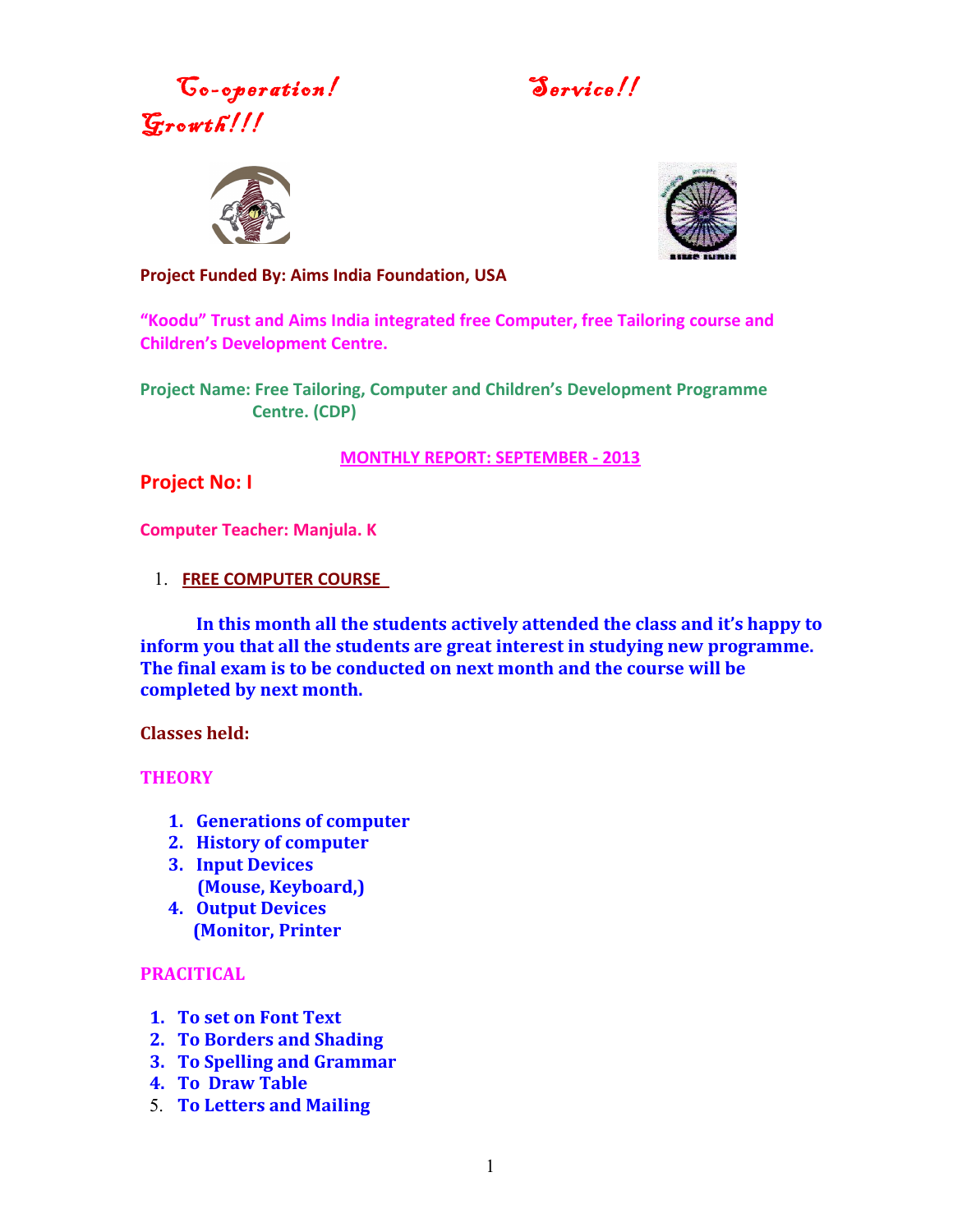*Co-operation!* *Service!!* *Growth!!!*

**Project Funded By: Aims India Foundation, USA**

**"Koodu" Trust and Aims India integrated free Computer, free Tailoring course and Children's Development Centre.**

**Project Name: Free Tailoring, Computer and Children's Development Programme Centre. (CDP)**

**MONTHLY REPORT: SEPTEMBER - 2013**

## Project No: I

**Computer Teacher: Manjula. K**

1. **FREE COMPUTER COURSE**

**In this month all the students actively attended the class and it's happy to inform you that all the students are great interest in studying new programme. The final exam is to be conducted on next month and the course will be completed by next month.**

**Classes held:**

**THEORY**

1. **Generations of computer**
2. **History of computer**
3. **Input Devices**
   **(Mouse, Keyboard,)**
4. **Output Devices**
   **(Monitor, Printer**

**PRACICITAL**

1. **To set on Font Text**
2. **To Borders and Shading**
3. **To Spelling and Grammar**
4. **To Draw Table**
5. **To Letters and Mailing**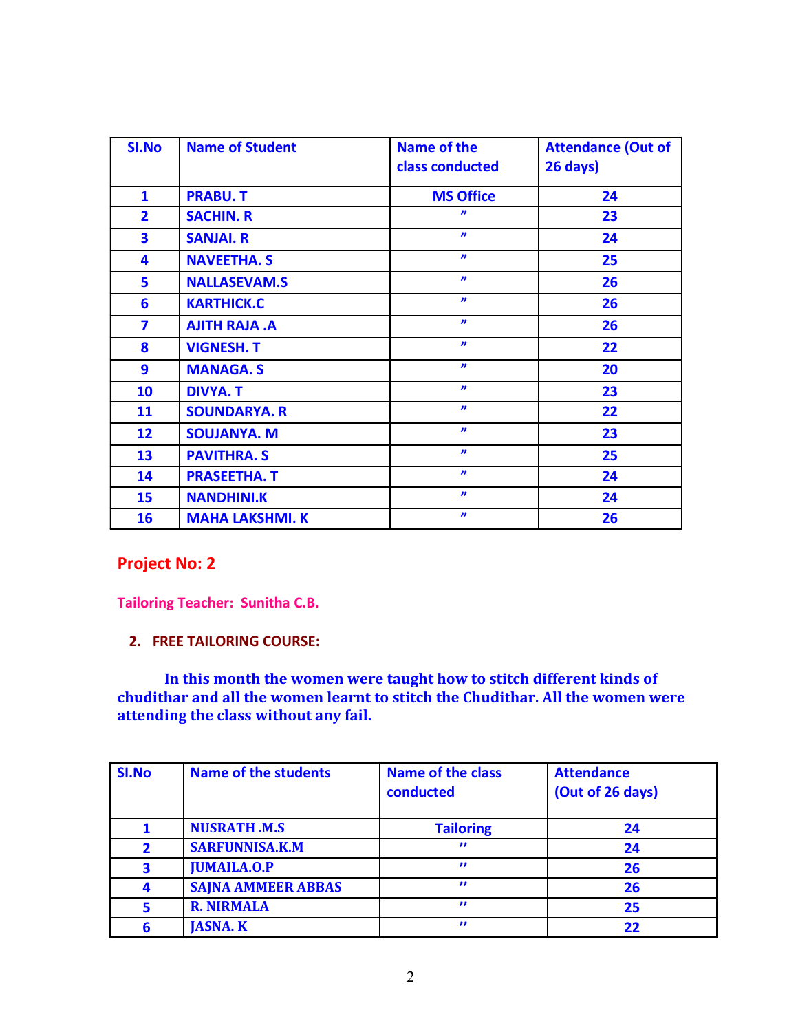| Sl.No | Name of Student | Name of the class conducted | Attendance (Out of 26 days) |
|---|---|---|---|
| 1 | PRABU. T | MS Office | 24 |
| 2 | SACHIN. R | " | 23 |
| 3 | SANJAI. R | " | 24 |
| 4 | NAVEETHA. S | " | 25 |
| 5 | NALLASEVAM.S | " | 26 |
| 6 | KARTHICK.C | " | 26 |
| 7 | AJITH RAJA .A | " | 26 |
| 8 | VIGNESH. T | " | 22 |
| 9 | MANAGA. S | " | 20 |
| 10 | DIVYA. T | " | 23 |
| 11 | SOUNDARYA. R | " | 22 |
| 12 | SOUJANYA. M | " | 23 |
| 13 | PAVITHRA. S | " | 25 |
| 14 | PRASEETHA. T | " | 24 |
| 15 | NANDHINI.K | " | 24 |
| 16 | MAHA LAKSHMI. K | " | 26 |

## Project No: 2

**Tailoring Teacher: Sunitha C.B.**

2. **FREE TAILORING COURSE:**

**In this month the women were taught how to stitch different kinds of chudithar and all the women learnt to stitch the Chudithar. All the women were attending the class without any fail.**

| Sl.No | Name of the students | Name of the class conducted | Attendance (Out of 26 days) |
|---|---|---|---|
| 1 | NUSRATH .M.S | Tailoring | 24 |
| 2 | SARFUNNISA.K.M | " | 24 |
| 3 | JUMAILA.O.P | " | 26 |
| 4 | SAJNA AMMEER ABBAS | " | 26 |
| 5 | R. NIRMALA | " | 25 |
| 6 | JASNA. K | " | 22 |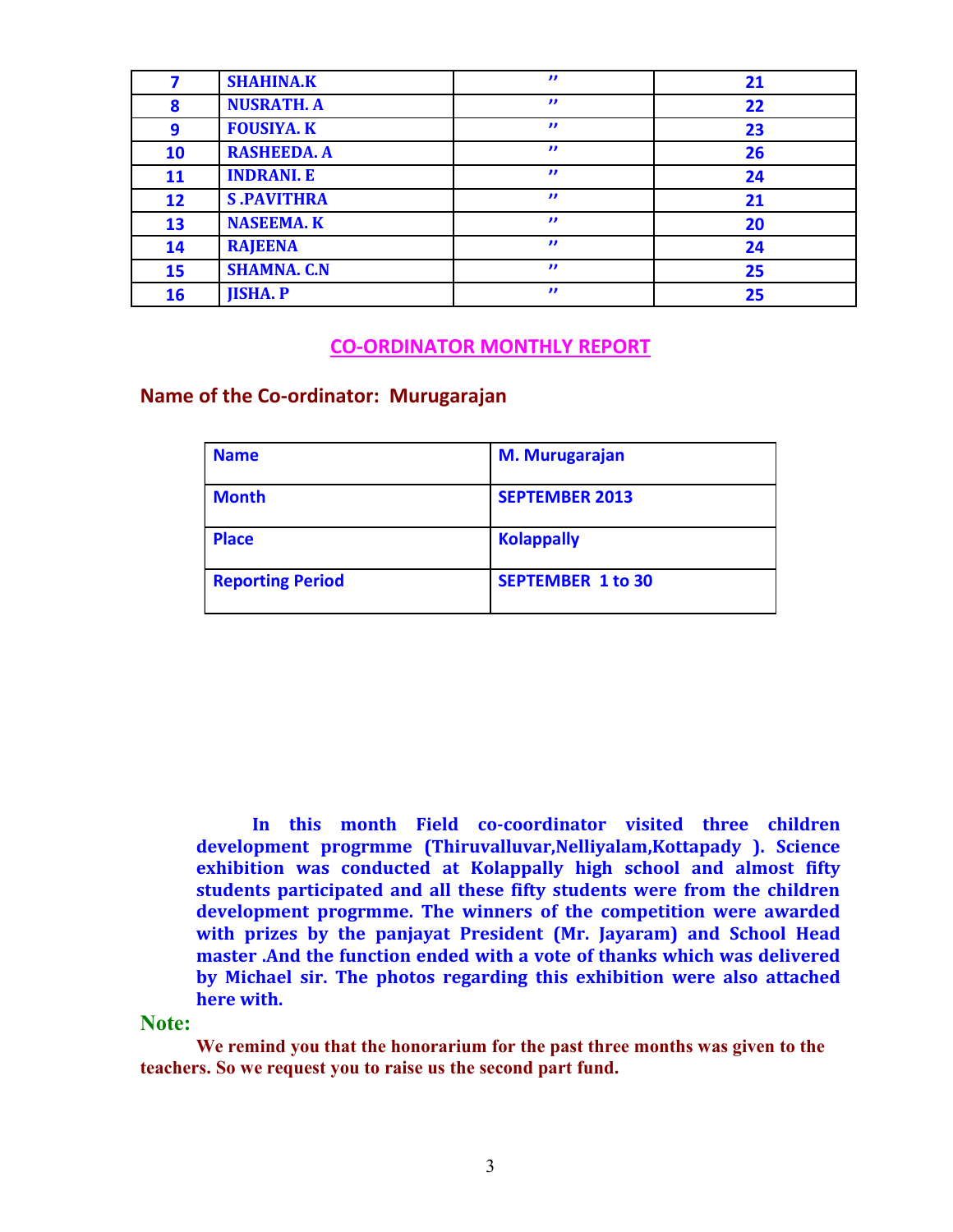| 7 | SHAHINA.K | ” | 21 |
|---|---|---|---|
| 8 | NUSRATH. A | ” | 22 |
| 9 | FOUSIYA. K | ” | 23 |
| 10 | RASHEEDA. A | ” | 26 |
| 11 | INDRANI. E | ” | 24 |
| 12 | S .PAVITHRA | ” | 21 |
| 13 | NASEEMA. K | ” | 20 |
| 14 | RAJEENA | ” | 24 |
| 15 | SHAMNA. C.N | ” | 25 |
| 16 | JISHA. P | ” | 25 |

## CO-ORDINATOR MONTHLY REPORT

### Name of the Co-ordinator: Murugarajan

| Name | M. Murugarajan |
|---|---|
| Month | SEPTEMBER 2013 |
| Place | Kolappally |
| Reporting Period | SEPTEMBER 1 to 30 |

**In this month Field co-coordinator visited three children development progrmme (Thiruvalluvar,Nelliyalam,Kottapady ). Science exhibition was conducted at Kolappally high school and almost fifty students participated and all these fifty students were from the children development progrmme. The winners of the competition were awarded with prizes by the panjayat President (Mr. Jayaram) and School Head master .And the function ended with a vote of thanks which was delivered by Michael sir. The photos regarding this exhibition were also attached here with.**

**Note:**

**We remind you that the honorarium for the past three months was given to the teachers. So we request you to raise us the second part fund.**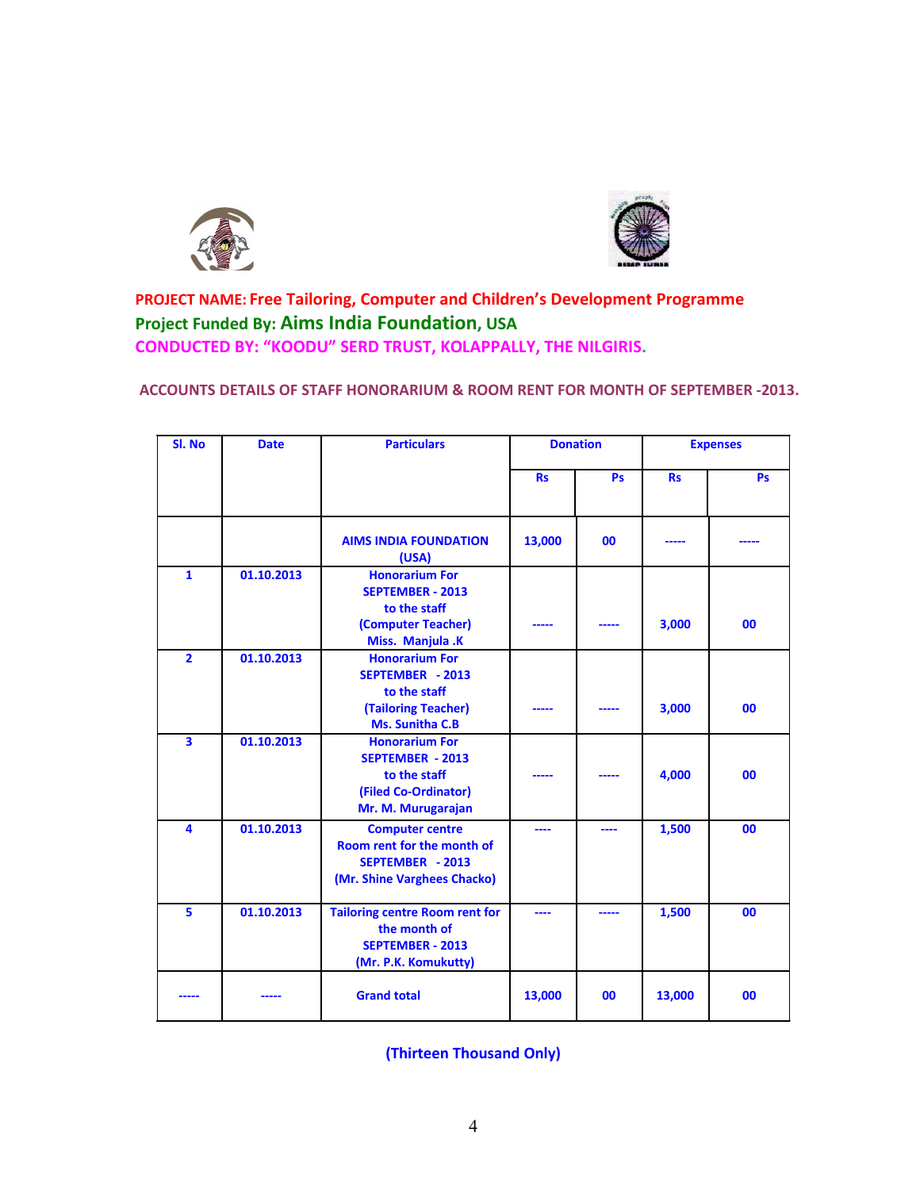**PROJECT NAME: Free Tailoring, Computer and Children's Development Programme**

**Project Funded By: Aims India Foundation, USA**

**CONDUCTED BY: "KOODU" SERD TRUST, KOLAPPALLY, THE NILGIRIS.**

**ACCOUNTS DETAILS OF STAFF HONORARIUM & ROOM RENT FOR MONTH OF SEPTEMBER -2013.**

| Sl. No | Date | Particulars | Donation | | Expenses | |
|---|---|---|---|---|---|---|
| | | | Rs | Ps | Rs | Ps |
| | | AIMS INDIA FOUNDATION (USA) | 13,000 | 00 | ----- | ----- |
| 1 | 01.10.2013 | Honorarium For SEPTEMBER - 2013 to the staff (Computer Teacher) Miss. Manjula .K | ----- | ----- | 3,000 | 00 |
| 2 | 01.10.2013 | Honorarium For SEPTEMBER - 2013 to the staff (Tailoring Teacher) Ms. Sunitha C.B | ----- | ----- | 3,000 | 00 |
| 3 | 01.10.2013 | Honorarium For SEPTEMBER - 2013 to the staff (Filed Co-Ordinator) Mr. M. Murugarajan | ----- | ----- | 4,000 | 00 |
| 4 | 01.10.2013 | Computer centre Room rent for the month of SEPTEMBER - 2013 (Mr. Shine Varghees Chacko) | ---- | ---- | 1,500 | 00 |
| 5 | 01.10.2013 | Tailoring centre Room rent for the month of SEPTEMBER - 2013 (Mr. P.K. Komukutty) | ---- | ----- | 1,500 | 00 |
| ----- | ----- | Grand total | 13,000 | 00 | 13,000 | 00 |

**(Thirteen Thousand Only)**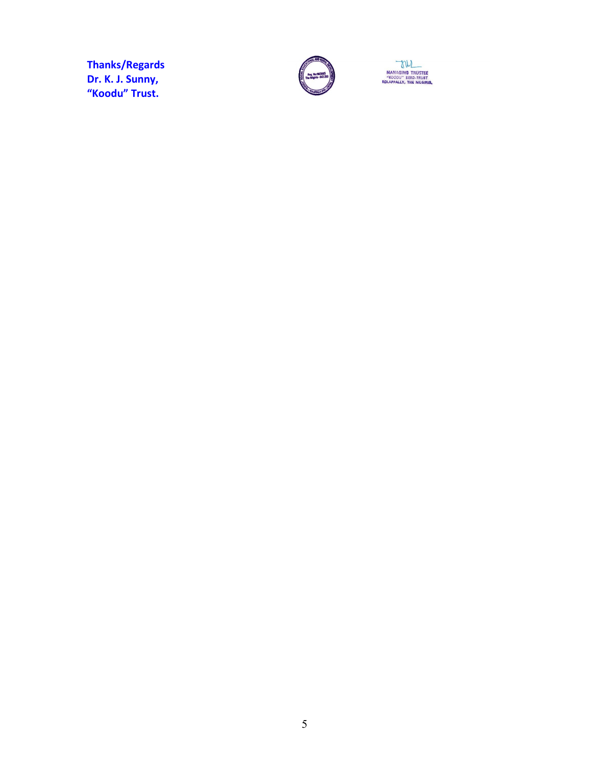**Thanks/Regards**
**Dr. K. J. Sunny,**
**"Koodu" Trust.**

MANAGING TRUSTEE
"KOODU" SERD-TRUST
KOLAPPALLY, THE NILGIRIS.